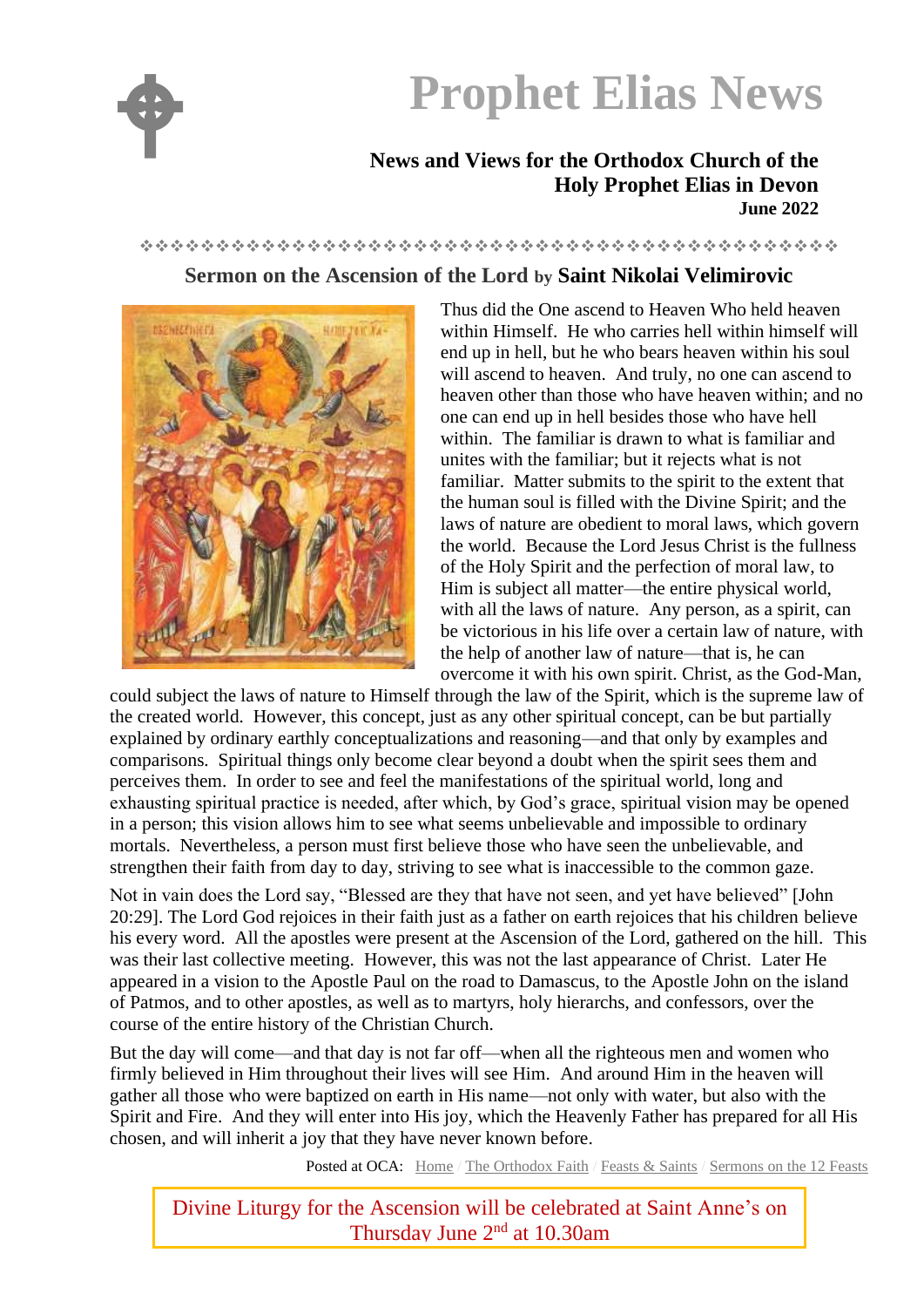# Prophet Elias News

**News and Views for the Orthodox Church of the Holy Prophet Elias in Devon**
**June 2022**

❖❖❖❖❖❖❖❖❖❖❖❖❖❖❖❖❖❖❖❖❖❖❖❖❖❖❖❖❖❖❖❖❖❖❖❖❖❖❖❖❖❖❖❖❖❖❖❖

## Sermon on the Ascension of the Lord by Saint Nikolai Velimirovic

Thus did the One ascend to Heaven Who held heaven within Himself. He who carries hell within himself will end up in hell, but he who bears heaven within his soul will ascend to heaven. And truly, no one can ascend to heaven other than those who have heaven within; and no one can end up in hell besides those who have hell within. The familiar is drawn to what is familiar and unites with the familiar; but it rejects what is not familiar. Matter submits to the spirit to the extent that the human soul is filled with the Divine Spirit; and the laws of nature are obedient to moral laws, which govern the world. Because the Lord Jesus Christ is the fullness of the Holy Spirit and the perfection of moral law, to Him is subject all matter—the entire physical world, with all the laws of nature. Any person, as a spirit, can be victorious in his life over a certain law of nature, with the help of another law of nature—that is, he can overcome it with his own spirit. Christ, as the God-Man, could subject the laws of nature to Himself through the law of the Spirit, which is the supreme law of the created world. However, this concept, just as any other spiritual concept, can be but partially explained by ordinary earthly conceptualizations and reasoning—and that only by examples and comparisons. Spiritual things only become clear beyond a doubt when the spirit sees them and perceives them. In order to see and feel the manifestations of the spiritual world, long and exhausting spiritual practice is needed, after which, by God's grace, spiritual vision may be opened in a person; this vision allows him to see what seems unbelievable and impossible to ordinary mortals. Nevertheless, a person must first believe those who have seen the unbelievable, and strengthen their faith from day to day, striving to see what is inaccessible to the common gaze.

Not in vain does the Lord say, "Blessed are they that have not seen, and yet have believed" [John 20:29]. The Lord God rejoices in their faith just as a father on earth rejoices that his children believe his every word. All the apostles were present at the Ascension of the Lord, gathered on the hill. This was their last collective meeting. However, this was not the last appearance of Christ. Later He appeared in a vision to the Apostle Paul on the road to Damascus, to the Apostle John on the island of Patmos, and to other apostles, as well as to martyrs, holy hierarchs, and confessors, over the course of the entire history of the Christian Church.

But the day will come—and that day is not far off—when all the righteous men and women who firmly believed in Him throughout their lives will see Him. And around Him in the heaven will gather all those who were baptized on earth in His name—not only with water, but also with the Spirit and Fire. And they will enter into His joy, which the Heavenly Father has prepared for all His chosen, and will inherit a joy that they have never known before.

Posted at OCA: Home / The Orthodox Faith / Feasts & Saints / Sermons on the 12 Feasts

Divine Liturgy for the Ascension will be celebrated at Saint Anne's on Thursday June 2nd at 10.30am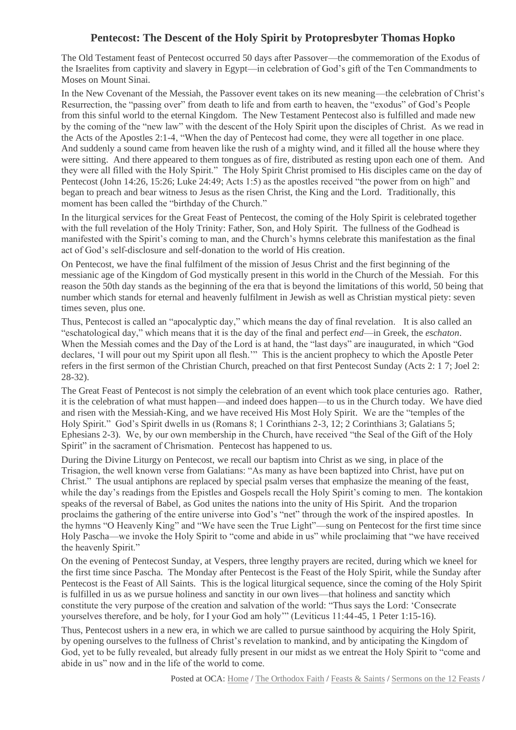## Pentecost: The Descent of the Holy Spirit by Protopresbyter Thomas Hopko

The Old Testament feast of Pentecost occurred 50 days after Passover—the commemoration of the Exodus of the Israelites from captivity and slavery in Egypt—in celebration of God's gift of the Ten Commandments to Moses on Mount Sinai.

In the New Covenant of the Messiah, the Passover event takes on its new meaning—the celebration of Christ's Resurrection, the "passing over" from death to life and from earth to heaven, the "exodus" of God's People from this sinful world to the eternal Kingdom. The New Testament Pentecost also is fulfilled and made new by the coming of the "new law" with the descent of the Holy Spirit upon the disciples of Christ. As we read in the Acts of the Apostles 2:1-4, "When the day of Pentecost had come, they were all together in one place. And suddenly a sound came from heaven like the rush of a mighty wind, and it filled all the house where they were sitting. And there appeared to them tongues as of fire, distributed as resting upon each one of them. And they were all filled with the Holy Spirit." The Holy Spirit Christ promised to His disciples came on the day of Pentecost (John 14:26, 15:26; Luke 24:49; Acts 1:5) as the apostles received "the power from on high" and began to preach and bear witness to Jesus as the risen Christ, the King and the Lord. Traditionally, this moment has been called the "birthday of the Church."

In the liturgical services for the Great Feast of Pentecost, the coming of the Holy Spirit is celebrated together with the full revelation of the Holy Trinity: Father, Son, and Holy Spirit. The fullness of the Godhead is manifested with the Spirit's coming to man, and the Church's hymns celebrate this manifestation as the final act of God's self-disclosure and self-donation to the world of His creation.

On Pentecost, we have the final fulfilment of the mission of Jesus Christ and the first beginning of the messianic age of the Kingdom of God mystically present in this world in the Church of the Messiah. For this reason the 50th day stands as the beginning of the era that is beyond the limitations of this world, 50 being that number which stands for eternal and heavenly fulfilment in Jewish as well as Christian mystical piety: seven times seven, plus one.

Thus, Pentecost is called an "apocalyptic day," which means the day of final revelation. It is also called an "eschatological day," which means that it is the day of the final and perfect *end*—in Greek, the *eschaton*. When the Messiah comes and the Day of the Lord is at hand, the "last days" are inaugurated, in which "God declares, 'I will pour out my Spirit upon all flesh.'" This is the ancient prophecy to which the Apostle Peter refers in the first sermon of the Christian Church, preached on that first Pentecost Sunday (Acts 2: 1 7; Joel 2: 28-32).

The Great Feast of Pentecost is not simply the celebration of an event which took place centuries ago. Rather, it is the celebration of what must happen—and indeed does happen—to us in the Church today. We have died and risen with the Messiah-King, and we have received His Most Holy Spirit. We are the "temples of the Holy Spirit." God's Spirit dwells in us (Romans 8; 1 Corinthians 2-3, 12; 2 Corinthians 3; Galatians 5; Ephesians 2-3). We, by our own membership in the Church, have received "the Seal of the Gift of the Holy Spirit" in the sacrament of Chrismation. Pentecost has happened to us.

During the Divine Liturgy on Pentecost, we recall our baptism into Christ as we sing, in place of the Trisagion, the well known verse from Galatians: "As many as have been baptized into Christ, have put on Christ." The usual antiphons are replaced by special psalm verses that emphasize the meaning of the feast, while the day's readings from the Epistles and Gospels recall the Holy Spirit's coming to men. The kontakion speaks of the reversal of Babel, as God unites the nations into the unity of His Spirit. And the troparion proclaims the gathering of the entire universe into God's "net" through the work of the inspired apostles. In the hymns "O Heavenly King" and "We have seen the True Light"—sung on Pentecost for the first time since Holy Pascha—we invoke the Holy Spirit to "come and abide in us" while proclaiming that "we have received the heavenly Spirit."

On the evening of Pentecost Sunday, at Vespers, three lengthy prayers are recited, during which we kneel for the first time since Pascha. The Monday after Pentecost is the Feast of the Holy Spirit, while the Sunday after Pentecost is the Feast of All Saints. This is the logical liturgical sequence, since the coming of the Holy Spirit is fulfilled in us as we pursue holiness and sanctity in our own lives—that holiness and sanctity which constitute the very purpose of the creation and salvation of the world: "Thus says the Lord: 'Consecrate yourselves therefore, and be holy, for I your God am holy'" (Leviticus 11:44-45, 1 Peter 1:15-16).

Thus, Pentecost ushers in a new era, in which we are called to pursue sainthood by acquiring the Holy Spirit, by opening ourselves to the fullness of Christ's revelation to mankind, and by anticipating the Kingdom of God, yet to be fully revealed, but already fully present in our midst as we entreat the Holy Spirit to "come and abide in us" now and in the life of the world to come.

Posted at OCA: Home / The Orthodox Faith / Feasts & Saints / Sermons on the 12 Feasts /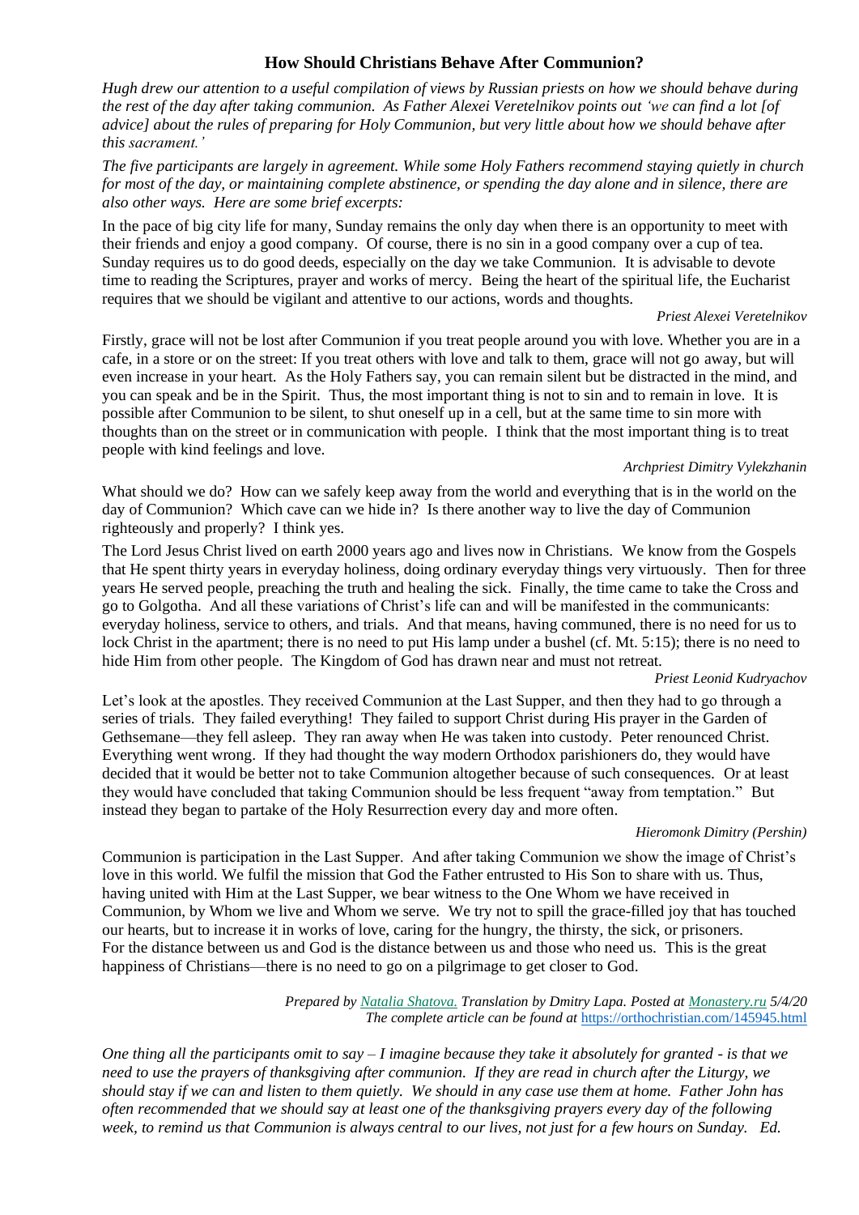## How Should Christians Behave After Communion?

*Hugh drew our attention to a useful compilation of views by Russian priests on how we should behave during the rest of the day after taking communion. As Father Alexei Veretelnikov points out 'we can find a lot [of advice] about the rules of preparing for Holy Communion, but very little about how we should behave after this sacrament.'*

*The five participants are largely in agreement. While some Holy Fathers recommend staying quietly in church for most of the day, or maintaining complete abstinence, or spending the day alone and in silence, there are also other ways. Here are some brief excerpts:*

In the pace of big city life for many, Sunday remains the only day when there is an opportunity to meet with their friends and enjoy a good company. Of course, there is no sin in a good company over a cup of tea. Sunday requires us to do good deeds, especially on the day we take Communion. It is advisable to devote time to reading the Scriptures, prayer and works of mercy. Being the heart of the spiritual life, the Eucharist requires that we should be vigilant and attentive to our actions, words and thoughts.

*Priest Alexei Veretelnikov*

Firstly, grace will not be lost after Communion if you treat people around you with love. Whether you are in a cafe, in a store or on the street: If you treat others with love and talk to them, grace will not go away, but will even increase in your heart. As the Holy Fathers say, you can remain silent but be distracted in the mind, and you can speak and be in the Spirit. Thus, the most important thing is not to sin and to remain in love. It is possible after Communion to be silent, to shut oneself up in a cell, but at the same time to sin more with thoughts than on the street or in communication with people. I think that the most important thing is to treat people with kind feelings and love.

*Archpriest Dimitry Vylekzhanin*

What should we do? How can we safely keep away from the world and everything that is in the world on the day of Communion? Which cave can we hide in? Is there another way to live the day of Communion righteously and properly? I think yes.

The Lord Jesus Christ lived on earth 2000 years ago and lives now in Christians. We know from the Gospels that He spent thirty years in everyday holiness, doing ordinary everyday things very virtuously. Then for three years He served people, preaching the truth and healing the sick. Finally, the time came to take the Cross and go to Golgotha. And all these variations of Christ's life can and will be manifested in the communicants: everyday holiness, service to others, and trials. And that means, having communed, there is no need for us to lock Christ in the apartment; there is no need to put His lamp under a bushel (cf. Mt. 5:15); there is no need to hide Him from other people. The Kingdom of God has drawn near and must not retreat.

*Priest Leonid Kudryachov*

Let's look at the apostles. They received Communion at the Last Supper, and then they had to go through a series of trials. They failed everything! They failed to support Christ during His prayer in the Garden of Gethsemane—they fell asleep. They ran away when He was taken into custody. Peter renounced Christ. Everything went wrong. If they had thought the way modern Orthodox parishioners do, they would have decided that it would be better not to take Communion altogether because of such consequences. Or at least they would have concluded that taking Communion should be less frequent "away from temptation." But instead they began to partake of the Holy Resurrection every day and more often.

*Hieromonk Dimitry (Pershin)*

Communion is participation in the Last Supper. And after taking Communion we show the image of Christ's love in this world. We fulfil the mission that God the Father entrusted to His Son to share with us. Thus, having united with Him at the Last Supper, we bear witness to the One Whom we have received in Communion, by Whom we live and Whom we serve. We try not to spill the grace-filled joy that has touched our hearts, but to increase it in works of love, caring for the hungry, the thirsty, the sick, or prisoners. For the distance between us and God is the distance between us and those who need us. This is the great happiness of Christians—there is no need to go on a pilgrimage to get closer to God.

*Prepared by Natalia Shatova. Translation by Dmitry Lapa. Posted at Monastery.ru 5/4/20*
*The complete article can be found at* https://orthochristian.com/145945.html

*One thing all the participants omit to say – I imagine because they take it absolutely for granted - is that we need to use the prayers of thanksgiving after communion. If they are read in church after the Liturgy, we should stay if we can and listen to them quietly. We should in any case use them at home. Father John has often recommended that we should say at least one of the thanksgiving prayers every day of the following week, to remind us that Communion is always central to our lives, not just for a few hours on Sunday. Ed.*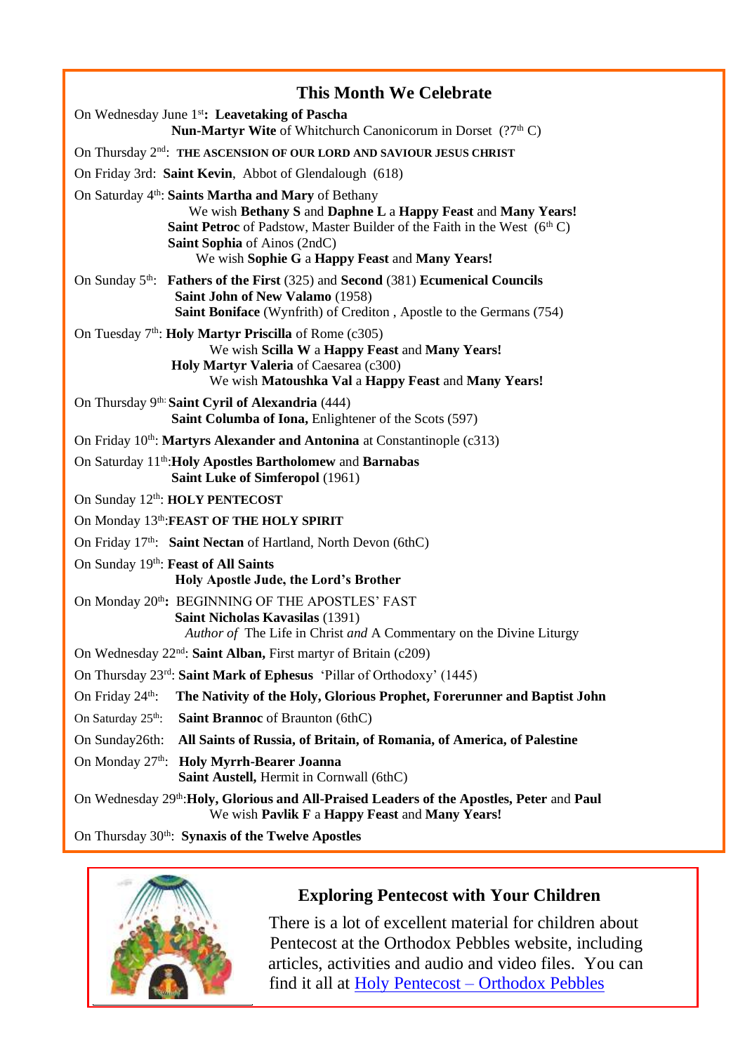## This Month We Celebrate

On Wednesday June 1st: **Leavetaking of Pascha**
**Nun-Martyr Wite** of Whitchurch Canonicorum in Dorset (?7th C)

On Thursday 2nd: **THE ASCENSION OF OUR LORD AND SAVIOUR JESUS CHRIST**

On Friday 3rd: **Saint Kevin**, Abbot of Glendalough (618)

On Saturday 4th: **Saints Martha and Mary** of Bethany
We wish **Bethany S** and **Daphne L** a **Happy Feast** and **Many Years!**
**Saint Petroc** of Padstow, Master Builder of the Faith in the West (6th C)
**Saint Sophia** of Ainos (2ndC)
We wish **Sophie G** a **Happy Feast** and **Many Years!**

On Sunday 5th: **Fathers of the First** (325) and **Second** (381) **Ecumenical Councils**
**Saint John of New Valamo** (1958)
**Saint Boniface** (Wynfrith) of Crediton , Apostle to the Germans (754)

On Tuesday 7th: **Holy Martyr Priscilla** of Rome (c305)
We wish **Scilla W** a **Happy Feast** and **Many Years!**
**Holy Martyr Valeria** of Caesarea (c300)
We wish **Matoushka Val** a **Happy Feast** and **Many Years!**

On Thursday 9th: **Saint Cyril of Alexandria** (444)
**Saint Columba of Iona,** Enlightener of the Scots (597)

On Friday 10th: **Martyrs Alexander and Antonina** at Constantinople (c313)

On Saturday 11th: **Holy Apostles Bartholomew** and **Barnabas**
**Saint Luke of Simferopol** (1961)

On Sunday 12th: **HOLY PENTECOST**

On Monday 13th: **FEAST OF THE HOLY SPIRIT**

On Friday 17th: **Saint Nectan** of Hartland, North Devon (6thC)

On Sunday 19th: **Feast of All Saints**
**Holy Apostle Jude, the Lord's Brother**

On Monday 20th: BEGINNING OF THE APOSTLES' FAST
**Saint Nicholas Kavasilas** (1391)
*Author of* The Life in Christ *and* A Commentary on the Divine Liturgy

On Wednesday 22nd: **Saint Alban,** First martyr of Britain (c209)

On Thursday 23rd: **Saint Mark of Ephesus** 'Pillar of Orthodoxy' (1445)

On Friday 24th: **The Nativity of the Holy, Glorious Prophet, Forerunner and Baptist John**

On Saturday 25th: **Saint Brannoc** of Braunton (6thC)

On Sunday26th: **All Saints of Russia, of Britain, of Romania, of America, of Palestine**

On Monday 27th: **Holy Myrrh-Bearer Joanna**
**Saint Austell,** Hermit in Cornwall (6thC)

On Wednesday 29th: **Holy, Glorious and All-Praised Leaders of the Apostles, Peter** and **Paul**
We wish **Pavlik F** a **Happy Feast** and **Many Years!**

On Thursday 30th: **Synaxis of the Twelve Apostles**

## Exploring Pentecost with Your Children

There is a lot of excellent material for children about Pentecost at the Orthodox Pebbles website, including articles, activities and audio and video files. You can find it all at Holy Pentecost – Orthodox Pebbles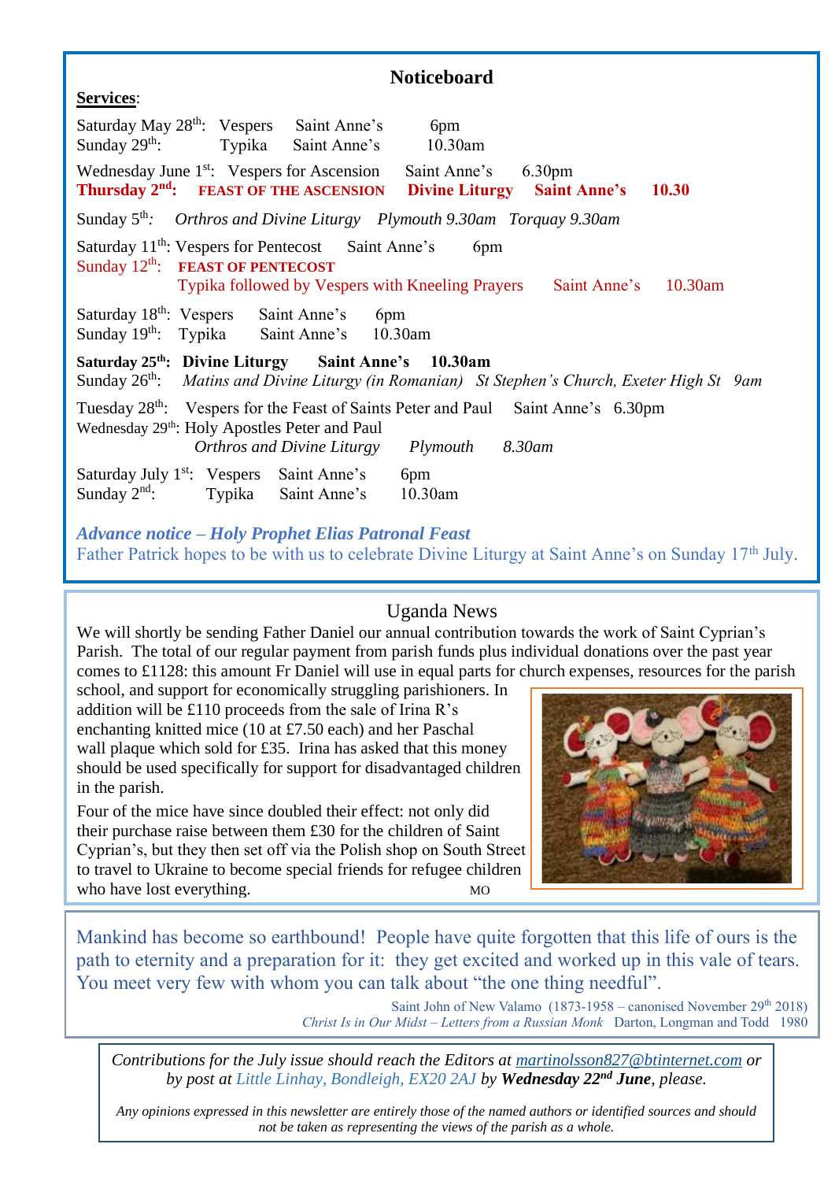## Noticeboard

**Services**:

Saturday May 28th: Vespers Saint Anne's 6pm
Sunday 29th: Typika Saint Anne's 10.30am

Wednesday June 1st: Vespers for Ascension Saint Anne's 6.30pm
**Thursday 2nd: FEAST OF THE ASCENSION Divine Liturgy Saint Anne's 10.30**

Sunday 5th: *Orthros and Divine Liturgy Plymouth 9.30am Torquay 9.30am*

Saturday 11th: Vespers for Pentecost Saint Anne's 6pm
Sunday 12th: **FEAST OF PENTECOST**
Typika followed by Vespers with Kneeling Prayers Saint Anne's 10.30am

Saturday 18th: Vespers Saint Anne's 6pm
Sunday 19th: Typika Saint Anne's 10.30am

**Saturday 25th: Divine Liturgy Saint Anne's 10.30am**
Sunday 26th: *Matins and Divine Liturgy (in Romanian) St Stephen's Church, Exeter High St 9am*

Tuesday 28th: Vespers for the Feast of Saints Peter and Paul Saint Anne's 6.30pm
Wednesday 29th: Holy Apostles Peter and Paul
*Orthros and Divine Liturgy Plymouth 8.30am*

Saturday July 1st: Vespers Saint Anne's 6pm
Sunday 2nd: Typika Saint Anne's 10.30am

***Advance notice – Holy Prophet Elias Patronal Feast***
Father Patrick hopes to be with us to celebrate Divine Liturgy at Saint Anne's on Sunday 17th July.

## Uganda News

We will shortly be sending Father Daniel our annual contribution towards the work of Saint Cyprian's Parish. The total of our regular payment from parish funds plus individual donations over the past year comes to £1128: this amount Fr Daniel will use in equal parts for church expenses, resources for the parish school, and support for economically struggling parishioners. In addition will be £110 proceeds from the sale of Irina R's enchanting knitted mice (10 at £7.50 each) and her Paschal wall plaque which sold for £35. Irina has asked that this money should be used specifically for support for disadvantaged children in the parish.

Four of the mice have since doubled their effect: not only did their purchase raise between them £30 for the children of Saint Cyprian's, but they then set off via the Polish shop on South Street to travel to Ukraine to become special friends for refugee children who have lost everything.

MO

Mankind has become so earthbound! People have quite forgotten that this life of ours is the path to eternity and a preparation for it: they get excited and worked up in this vale of tears. You meet very few with whom you can talk about "the one thing needful".

Saint John of New Valamo (1873-1958 – canonised November 29th 2018)
*Christ Is in Our Midst – Letters from a Russian Monk* Darton, Longman and Todd 1980

*Contributions for the July issue should reach the Editors at martinolsson827@btinternet.com or by post at Little Linhay, Bondleigh, EX20 2AJ by **Wednesday 22nd June**, please.*

*Any opinions expressed in this newsletter are entirely those of the named authors or identified sources and should not be taken as representing the views of the parish as a whole.*